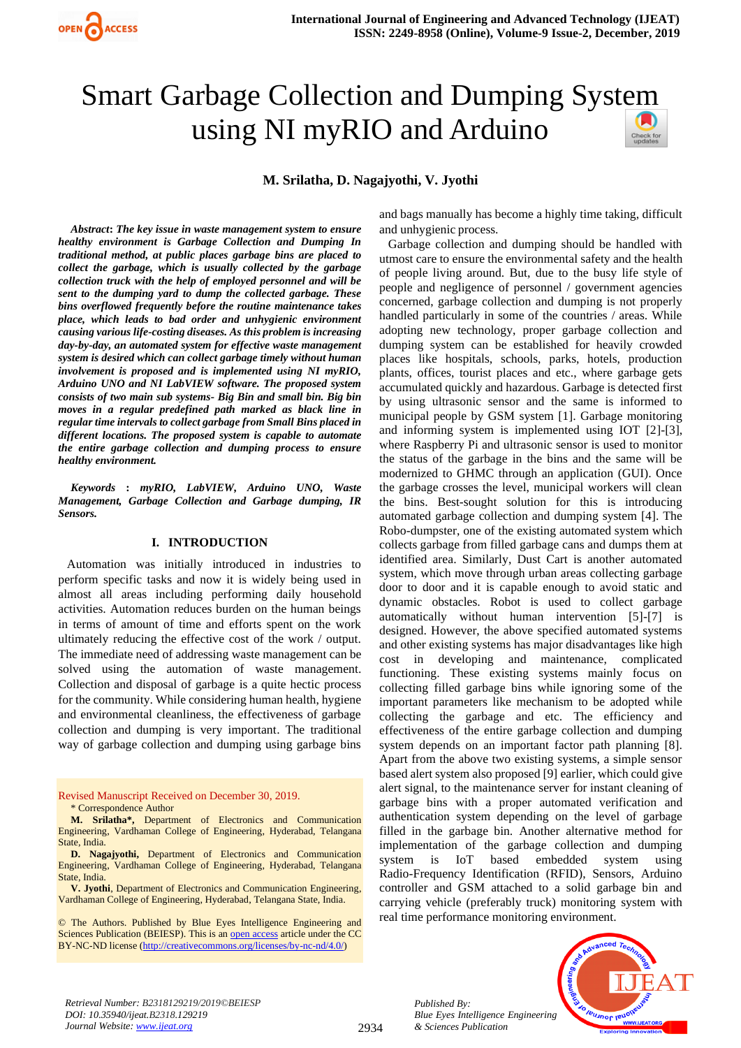# Smart Garbage Collection and Dumping System using NI myRIO and Arduino

**M. Srilatha, D. Nagajyothi, V. Jyothi**

***Abstract*: The key issue in waste management system to ensure healthy environment is Garbage Collection and Dumping In traditional method, at public places garbage bins are placed to collect the garbage, which is usually collected by the garbage collection truck with the help of employed personnel and will be sent to the dumping yard to dump the collected garbage. These bins overflowed frequently before the routine maintenance takes place, which leads to bad order and unhygienic environment causing various life-costing diseases. As this problem is increasing day-by-day, an automated system for effective waste management system is desired which can collect garbage timely without human involvement is proposed and is implemented using NI myRIO, Arduino UNO and NI LabVIEW software. The proposed system consists of two main sub systems- Big Bin and small bin. Big bin moves in a regular predefined path marked as black line in regular time intervals to collect garbage from Small Bins placed in different locations. The proposed system is capable to automate the entire garbage collection and dumping process to ensure healthy environment.**

***Keywords* : *myRIO, LabVIEW, Arduino UNO, Waste Management, Garbage Collection and Garbage dumping, IR Sensors.***

## I. INTRODUCTION

Automation was initially introduced in industries to perform specific tasks and now it is widely being used in almost all areas including performing daily household activities. Automation reduces burden on the human beings in terms of amount of time and efforts spent on the work ultimately reducing the effective cost of the work / output. The immediate need of addressing waste management can be solved using the automation of waste management. Collection and disposal of garbage is a quite hectic process for the community. While considering human health, hygiene and environmental cleanliness, the effectiveness of garbage collection and dumping is very important. The traditional way of garbage collection and dumping using garbage bins and bags manually has become a highly time taking, difficult and unhygienic process.

Garbage collection and dumping should be handled with utmost care to ensure the environmental safety and the health of people living around. But, due to the busy life style of people and negligence of personnel / government agencies concerned, garbage collection and dumping is not properly handled particularly in some of the countries / areas. While adopting new technology, proper garbage collection and dumping system can be established for heavily crowded places like hospitals, schools, parks, hotels, production plants, offices, tourist places and etc., where garbage gets accumulated quickly and hazardous. Garbage is detected first by using ultrasonic sensor and the same is informed to municipal people by GSM system [1]. Garbage monitoring and informing system is implemented using IOT [2]-[3], where Raspberry Pi and ultrasonic sensor is used to monitor the status of the garbage in the bins and the same will be modernized to GHMC through an application (GUI). Once the garbage crosses the level, municipal workers will clean the bins. Best-sought solution for this is introducing automated garbage collection and dumping system [4]. The Robo-dumpster, one of the existing automated system which collects garbage from filled garbage cans and dumps them at identified area. Similarly, Dust Cart is another automated system, which move through urban areas collecting garbage door to door and it is capable enough to avoid static and dynamic obstacles. Robot is used to collect garbage automatically without human intervention [5]-[7] is designed. However, the above specified automated systems and other existing systems has major disadvantages like high cost in developing and maintenance, complicated functioning. These existing systems mainly focus on collecting filled garbage bins while ignoring some of the important parameters like mechanism to be adopted while collecting the garbage and etc. The efficiency and effectiveness of the entire garbage collection and dumping system depends on an important factor path planning [8]. Apart from the above two existing systems, a simple sensor based alert system also proposed [9] earlier, which could give alert signal, to the maintenance server for instant cleaning of garbage bins with a proper automated verification and authentication system depending on the level of garbage filled in the garbage bin. Another alternative method for implementation of the garbage collection and dumping system is IoT based embedded system using Radio-Frequency Identification (RFID), Sensors, Arduino controller and GSM attached to a solid garbage bin and carrying vehicle (preferably truck) monitoring system with real time performance monitoring environment.

---

Revised Manuscript Received on December 30, 2019.

\* Correspondence Author

**M. Srilatha\***, Department of Electronics and Communication Engineering, Vardhaman College of Engineering, Hyderabad, Telangana State, India.

**D. Nagajyothi,** Department of Electronics and Communication Engineering, Vardhaman College of Engineering, Hyderabad, Telangana State, India.

**V. Jyothi**, Department of Electronics and Communication Engineering, Vardhaman College of Engineering, Hyderabad, Telangana State, India.

© The Authors. Published by Blue Eyes Intelligence Engineering and Sciences Publication (BEIESP). This is an open access article under the CC BY-NC-ND license (http://creativecommons.org/licenses/by-nc-nd/4.0/)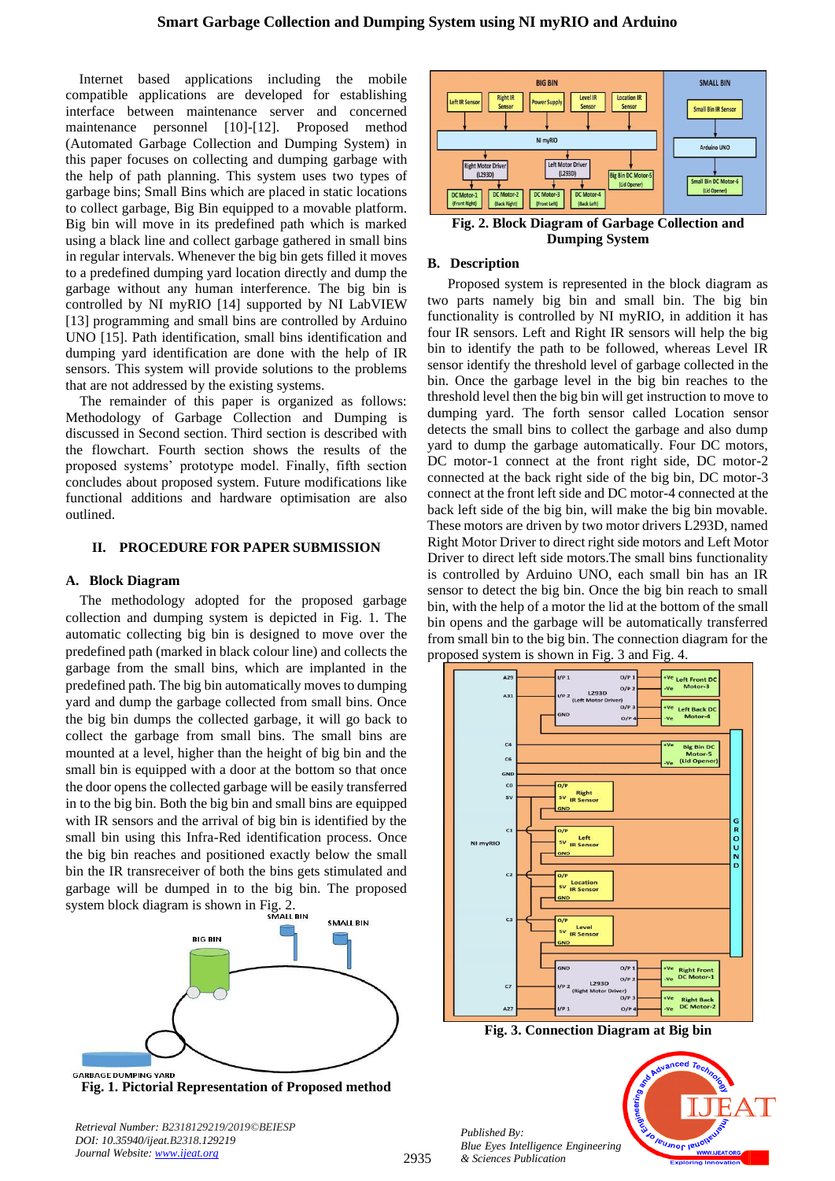Internet based applications including the mobile compatible applications are developed for establishing interface between maintenance server and concerned maintenance personnel [10]-[12]. Proposed method (Automated Garbage Collection and Dumping System) in this paper focuses on collecting and dumping garbage with the help of path planning. This system uses two types of garbage bins; Small Bins which are placed in static locations to collect garbage, Big Bin equipped to a movable platform. Big bin will move in its predefined path which is marked using a black line and collect garbage gathered in small bins in regular intervals. Whenever the big bin gets filled it moves to a predefined dumping yard location directly and dump the garbage without any human interference. The big bin is controlled by NI myRIO [14] supported by NI LabVIEW [13] programming and small bins are controlled by Arduino UNO [15]. Path identification, small bins identification and dumping yard identification are done with the help of IR sensors. This system will provide solutions to the problems that are not addressed by the existing systems.

The remainder of this paper is organized as follows: Methodology of Garbage Collection and Dumping is discussed in Second section. Third section is described with the flowchart. Fourth section shows the results of the proposed systems' prototype model. Finally, fifth section concludes about proposed system. Future modifications like functional additions and hardware optimisation are also outlined.

## II. PROCEDURE FOR PAPER SUBMISSION

### A. Block Diagram

The methodology adopted for the proposed garbage collection and dumping system is depicted in Fig. 1. The automatic collecting big bin is designed to move over the predefined path (marked in black colour line) and collects the garbage from the small bins, which are implanted in the predefined path. The big bin automatically moves to dumping yard and dump the garbage collected from small bins. Once the big bin dumps the collected garbage, it will go back to collect the garbage from the small bins. The small bins are mounted at a level, higher than the height of big bin and the small bin is equipped with a door at the bottom so that once the door opens the collected garbage will be easily transferred in to the big bin. Both the big bin and small bins are equipped with IR sensors and the arrival of big bin is identified by the small bin using this Infra-Red identification process. Once the big bin reaches and positioned exactly below the small bin the IR transreceiver of both the bins gets stimulated and garbage will be dumped in to big bin. The proposed system block diagram is shown in Fig. 2.

**Fig. 1. Pictorial Representation of Proposed method**

**Fig. 2. Block Diagram of Garbage Collection and Dumping System**

### B. Description

Proposed system is represented in the block diagram as two parts namely big bin and small bin. The big bin functionality is controlled by NI myRIO, in addition it has four IR sensors. Left and Right IR sensors will help the big bin to identify the path to be followed, whereas Level IR sensor identify the threshold level of garbage collected in the bin. Once the garbage level in the big bin reaches to the threshold level then the big bin will get instruction to move to dumping yard. The forth sensor called Location sensor detects the small bins to collect the garbage and also dump yard to dump the garbage automatically. Four DC motors, DC motor-1 connect at the front right side, DC motor-2 connected at the back right side of the big bin, DC motor-3 connect at the front left side and DC motor-4 connected at the back left side of the big bin, will make the big bin movable. These motors are driven by two motor drivers L293D, named Right Motor Driver to direct right side motors and Left Motor Driver to direct left side motors.The small bins functionality is controlled by Arduino UNO, each small bin has an IR sensor to detect the big bin. Once the big bin reach to small bin, with the help of a motor the lid at the bottom of the small bin opens and the garbage will be automatically transferred from small bin to the big bin. The connection diagram for the proposed system is shown in Fig. 3 and Fig. 4.

**Fig. 3. Connection Diagram at Big bin**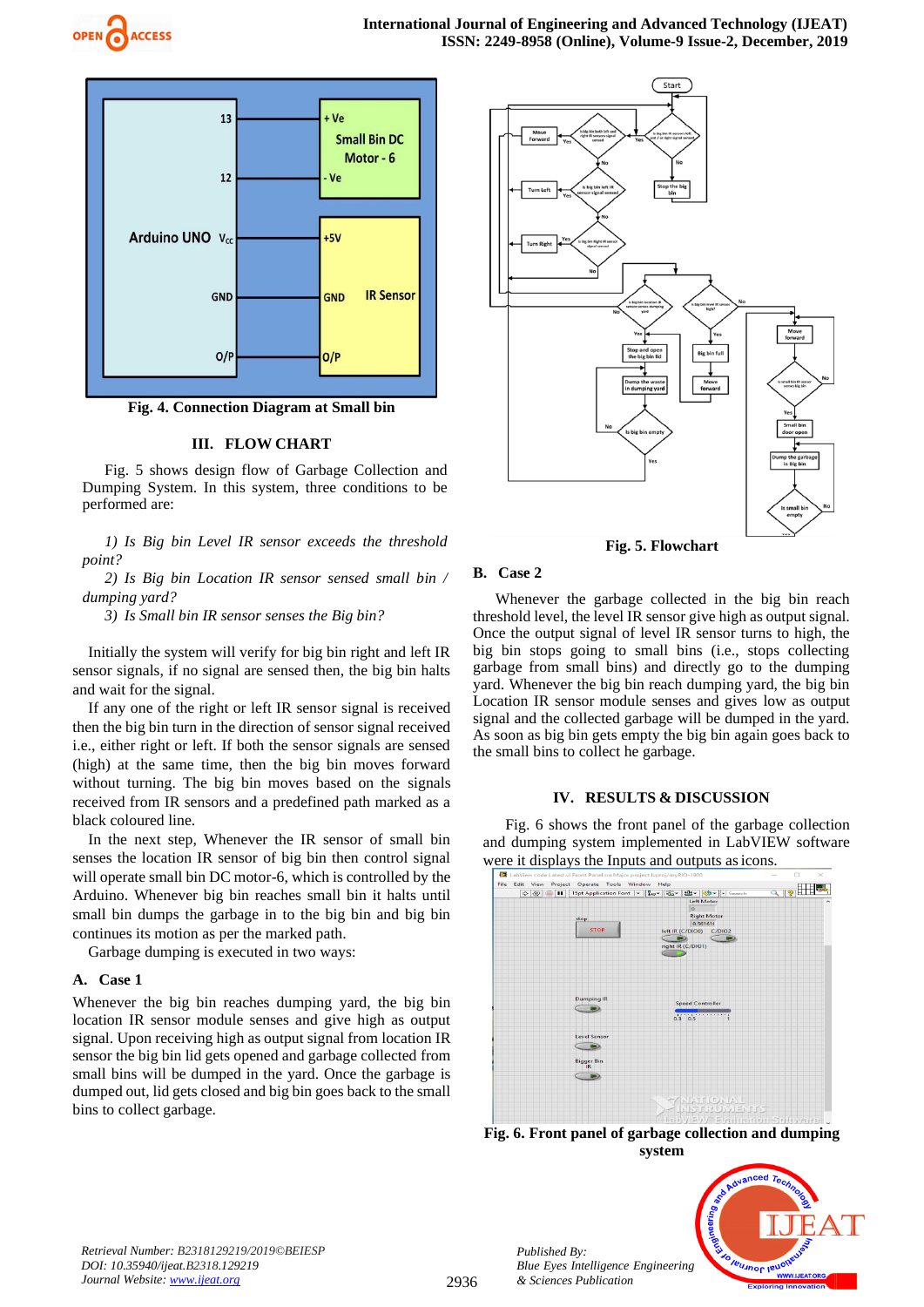Fig. 4. Connection Diagram at Small bin

## III. FLOW CHART

Fig. 5 shows design flow of Garbage Collection and Dumping System. In this system, three conditions to be performed are:

*1) Is Big bin Level IR sensor exceeds the threshold point?*

*2) Is Big bin Location IR sensor sensed small bin / dumping yard?*

*3) Is Small bin IR sensor senses the Big bin?*

Initially the system will verify for big bin right and left IR sensor signals, if no signal are sensed then, the big bin halts and wait for the signal.

If any one of the right or left IR sensor signal is received then the big bin turn in the direction of sensor signal received i.e., either right or left. If both the sensor signals are sensed (high) at the same time, then the big bin moves forward without turning. The big bin moves based on the signals received from IR sensors and a predefined path marked as a black coloured line.

In the next step, Whenever the IR sensor of small bin senses the location IR sensor of big bin then control signal will operate small bin DC motor-6, which is controlled by the Arduino. Whenever big bin reaches small bin it halts until small bin dumps the garbage in to the big bin and big bin continues its motion as per the marked path.

Garbage dumping is executed in two ways:

### A. Case 1

Whenever the big bin reaches dumping yard, the big bin location IR sensor module senses and give high as output signal. Upon receiving high as output signal from location IR sensor the big bin lid gets opened and garbage collected from small bins will be dumped in the yard. Once the garbage is dumped out, lid gets closed and big bin goes back to the small bins to collect garbage.

Fig. 5. Flowchart

### B. Case 2

Whenever the garbage collected in the big bin reach threshold level, the level IR sensor give high as output signal. Once the output signal of level IR sensor turns to high, the big bin stops going to small bins (i.e., stops collecting garbage from small bins) and directly go to the dumping yard. Whenever the big bin reach dumping yard, the big bin Location IR sensor module senses and gives low as output signal and the collected garbage will be dumped in the yard. As soon as big bin gets empty the big bin again goes back to the small bins to collect he garbage.

## IV. RESULTS & DISCUSSION

Fig. 6 shows the front panel of the garbage collection and dumping system implemented in LabVIEW software were it displays the Inputs and outputs as icons.

Fig. 6. Front panel of garbage collection and dumping system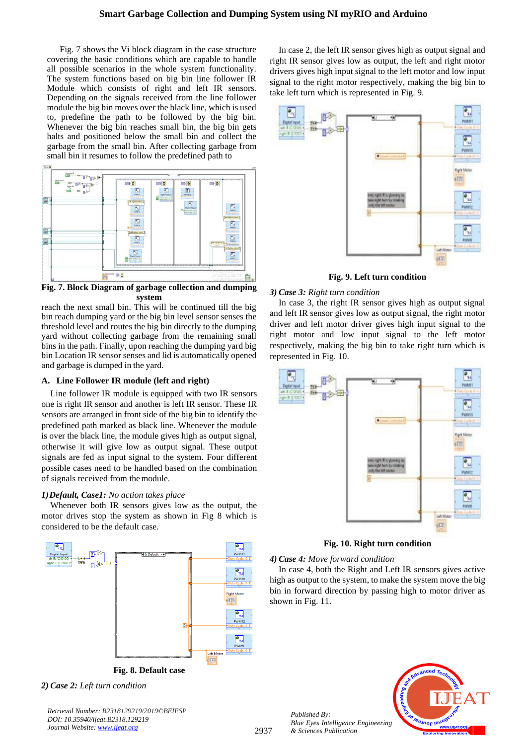Fig. 7 shows the Vi block diagram in the case structure covering the basic conditions which are capable to handle all possible scenarios in the whole system functionality. The system functions based on big bin line follower IR Module which consists of right and left IR sensors. Depending on the signals received from the line follower module the big bin moves over the black line, which is used to, predefine the path to be followed by the big bin. Whenever the big bin reaches small bin, the big bin gets halts and positioned below the small bin and collect the garbage from the small bin. After collecting garbage from small bin it resumes to follow the predefined path to reach the next small bin. This will be continued till the big bin reach dumping yard or the big bin level sensor senses the threshold level and routes the big bin directly to the dumping yard without collecting garbage from the remaining small bins in the path. Finally, upon reaching the dumping yard big bin Location IR sensor senses and lid is automatically opened and garbage is dumped in the yard.

**Fig. 7. Block Diagram of garbage collection and dumping system**

### A. Line Follower IR module (left and right)

Line follower IR module is equipped with two IR sensors one is right IR sensor and another is left IR sensor. These IR sensors are arranged in front side of the big bin to identify the predefined path marked as black line. Whenever the module is over the black line, the module gives high as output signal, otherwise it will give low as output signal. These output signals are fed as input signal to the system. Four different possible cases need to be handled based on the combination of signals received from the module.

*1) **Default, Case1:** No action takes place*

Whenever both IR sensors gives low as the output, the motor drives stop the system as shown in Fig 8 which is considered to be the default case.

**Fig. 8. Default case**

*2) **Case 2:** Left turn condition*

In case 2, the left IR sensor gives high as output signal and right IR sensor gives low as output, the left and right motor drivers gives high input signal to the left motor and low input signal to the right motor respectively, making the big bin to take left turn which is represented in Fig. 9.

**Fig. 9. Left turn condition**

*3) **Case 3:** Right turn condition*

In case 3, the right IR sensor gives high as output signal and left IR sensor gives low as output signal, the right motor driver and left motor driver gives high input signal to the right motor and low input signal to the left motor respectively, making the big bin to take right turn which is represented in Fig. 10.

**Fig. 10. Right turn condition**

*4) **Case 4:** Move forward condition*

In case 4, both the Right and Left IR sensors gives active high as output to the system, to make the system move the big bin in forward direction by passing high to motor driver as shown in Fig. 11.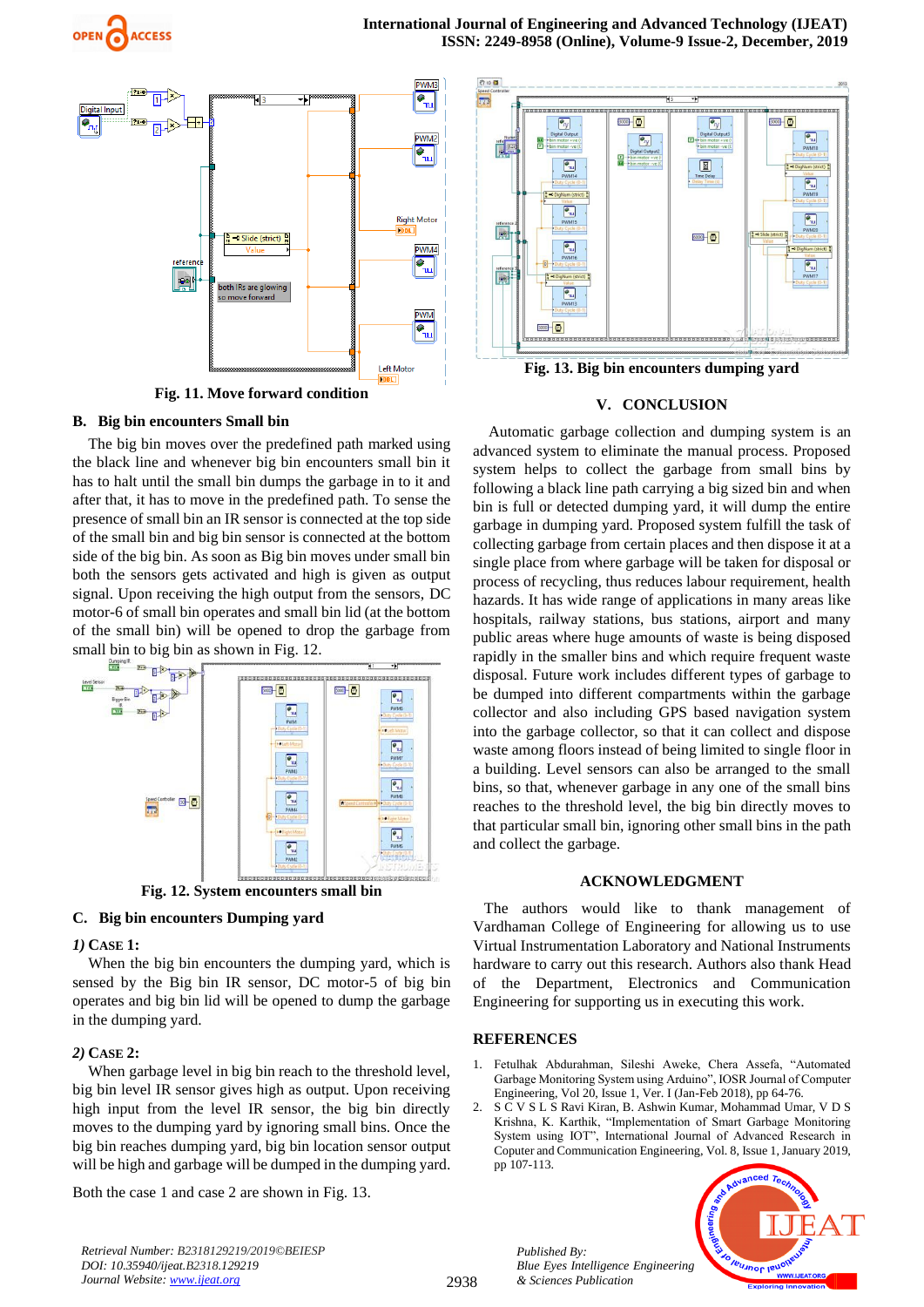Fig. 11. Move forward condition

### B. Big bin encounters Small bin

The big bin moves over the predefined path marked using the black line and whenever big bin encounters small bin it has to halt until the small bin dumps the garbage in to it and after that, it has to move in the predefined path. To sense the presence of small bin an IR sensor is connected at the top side of the small bin and big bin sensor is connected at the bottom side of the big bin. As soon as Big bin moves under small bin both the sensors gets activated and high is given as output signal. Upon receiving the high output from the sensors, DC motor-6 of small bin operates and small bin lid (at the bottom of the small bin) will be opened to drop the garbage from small bin to big bin as shown in Fig. 12.

Fig. 12. System encounters small bin

### C. Big bin encounters Dumping yard

*1)* CASE 1:

When the big bin encounters the dumping yard, which is sensed by the Big bin IR sensor, DC motor-5 of big bin operates and big bin lid will be opened to dump the garbage in the dumping yard.

*2)* CASE 2:

When garbage level in big bin reach to the threshold level, big bin level IR sensor gives high as output. Upon receiving high input from the level IR sensor, the big bin directly moves to the dumping yard by ignoring small bins. Once the big bin reaches dumping yard, big bin location sensor output will be high and garbage will be dumped in the dumping yard.

Both the case 1 and case 2 are shown in Fig. 13.

Fig. 13. Big bin encounters dumping yard

## V. CONCLUSION

Automatic garbage collection and dumping system is an advanced system to eliminate the manual process. Proposed system helps to collect the garbage from small bins by following a black line path carrying a big sized bin and when bin is full or detected dumping yard, it will dump the entire garbage in dumping yard. Proposed system fulfill the task of collecting garbage from certain places and then dispose it at a single place from where garbage will be taken for disposal or process of recycling, thus reduces labour requirement, health hazards. It has wide range of applications in many areas like hospitals, railway stations, bus stations, airport and many public areas where huge amounts of waste is being disposed rapidly in the smaller bins and which require frequent waste disposal. Future work includes different types of garbage to be dumped into different compartments within the garbage collector and also including GPS based navigation system into the garbage collector, so that it can collect and dispose waste among floors instead of being limited to single floor in a building. Level sensors can also be arranged to the small bins, so that, whenever garbage in any one of the small bins reaches to the threshold level, the big bin directly moves to that particular small bin, ignoring other small bins in the path and collect the garbage.

## ACKNOWLEDGMENT

The authors would like to thank management of Vardhaman College of Engineering for allowing us to use Virtual Instrumentation Laboratory and National Instruments hardware to carry out this research. Authors also thank Head of the Department, Electronics and Communication Engineering for supporting us in executing this work.

## REFERENCES

1. Fetulhak Abdurahman, Sileshi Aweke, Chera Assefa, "Automated Garbage Monitoring System using Arduino", IOSR Journal of Computer Engineering, Vol 20, Issue 1, Ver. I (Jan-Feb 2018), pp 64-76.
2. S C V S L S Ravi Kiran, B. Ashwin Kumar, Mohammad Umar, V D S Krishna, K. Karthik, "Implementation of Smart Garbage Monitoring System using IOT", International Journal of Advanced Research in Copute and Communication Engineering, Vol. 8, Issue 1, January 2019, pp 107-113.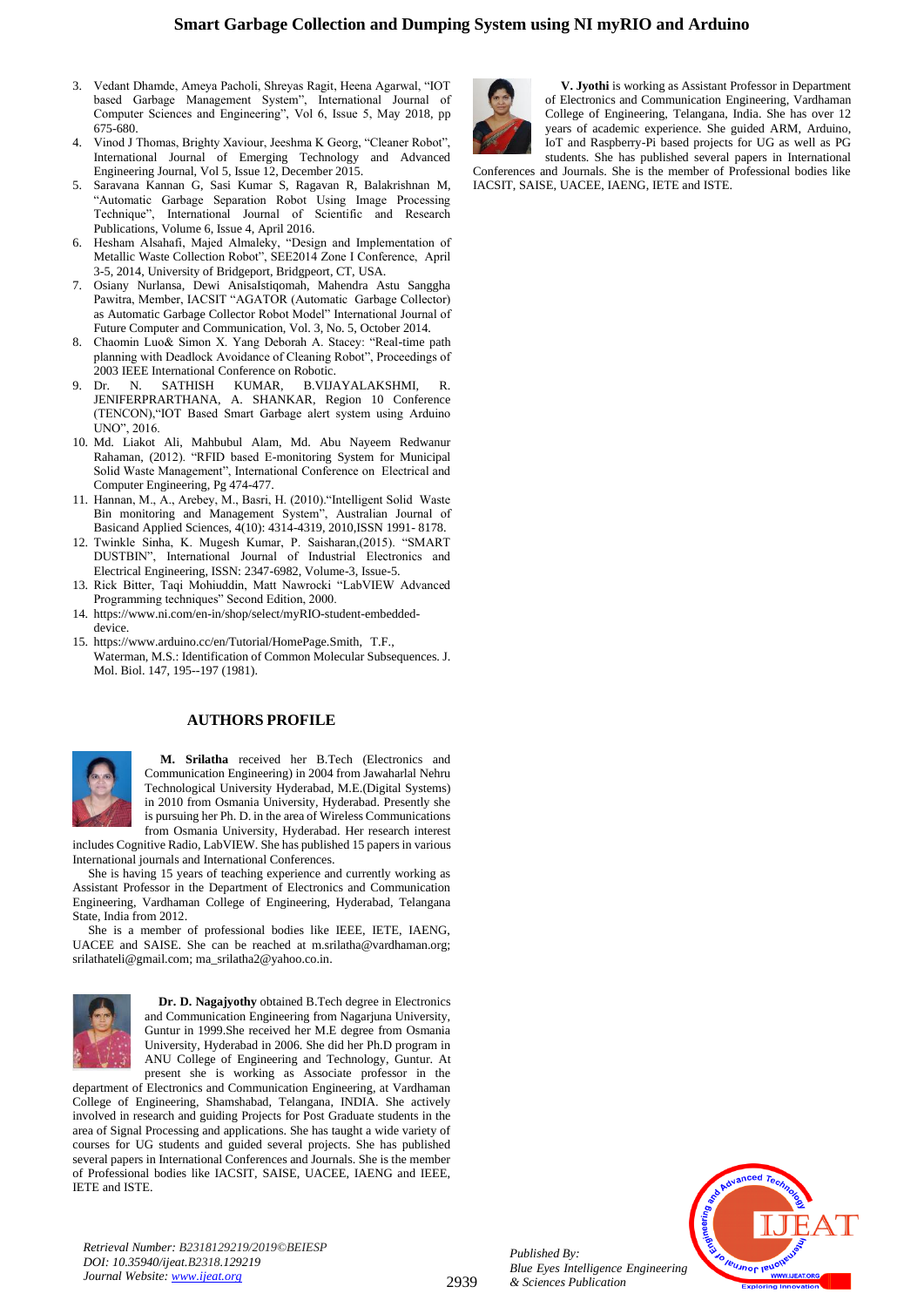3. Vedant Dhamde, Ameya Pacholi, Shreyas Ragit, Heena Agarwal, "IOT based Garbage Management System", International Journal of Computer Sciences and Engineering", Vol 6, Issue 5, May 2018, pp 675-680.
4. Vinod J Thomas, Brighty Xaviour, Jeeshma K Georg, "Cleaner Robot", International Journal of Emerging Technology and Advanced Engineering Journal, Vol 5, Issue 12, December 2015.
5. Saravana Kannan G, Sasi Kumar S, Ragavan R, Balakrishnan M, "Automatic Garbage Separation Robot Using Image Processing Technique", International Journal of Scientific and Research Publications, Volume 6, Issue 4, April 2016.
6. Hesham Alsahafi, Majed Almaleky, "Design and Implementation of Metallic Waste Collection Robot", SEE2014 Zone I Conference, April 3-5, 2014, University of Bridgeport, Bridgpeort, CT, USA.
7. Osiany Nurlansa, Dewi AnisaIstiqomah, Mahendra Astu Sanggha Pawitra, Member, IACSIT "AGATOR (Automatic Garbage Collector) as Automatic Garbage Collector Robot Model" International Journal of Future Computer and Communication, Vol. 3, No. 5, October 2014.
8. Chaomin Luo& Simon X. Yang Deborah A. Stacey: "Real-time path planning with Deadlock Avoidance of Cleaning Robot", Proceedings of 2003 IEEE International Conference on Robotic.
9. Dr. N. SATHISH KUMAR, B.VIJAYALAKSHMI, R. JENIFERPRARTHANA, A. SHANKAR, Region 10 Conference (TENCON),"IOT Based Smart Garbage alert system using Arduino UNO", 2016.
10. Md. Liakot Ali, Mahbubul Alam, Md. Abu Nayeem Redwanur Rahaman, (2012). "RFID based E-monitoring System for Municipal Solid Waste Management", International Conference on Electrical and Computer Engineering, Pg 474-477.
11. Hannan, M., A., Arebey, M., Basri, H. (2010)."Intelligent Solid Waste Bin monitoring and Management System", Australian Journal of Basicand Applied Sciences, 4(10): 4314-4319, 2010,ISSN 1991- 8178.
12. Twinkle Sinha, K. Mugesh Kumar, P. Saisharan,(2015). "SMART DUSTBIN", International Journal of Industrial Electronics and Electrical Engineering, ISSN: 2347-6982, Volume-3, Issue-5.
13. Rick Bitter, Taqi Mohiuddin, Matt Nawrocki "LabVIEW Advanced Programming techniques" Second Edition, 2000.
14. https://www.ni.com/en-in/shop/select/myRIO-student-embedded-device.
15. https://www.arduino.cc/en/Tutorial/HomePage.Smith, T.F., Waterman, M.S.: Identification of Common Molecular Subsequences. J. Mol. Biol. 147, 195--197 (1981).

## AUTHORS PROFILE

**M. Srilatha** received her B.Tech (Electronics and Communication Engineering) in 2004 from Jawaharlal Nehru Technological University Hyderabad, M.E.(Digital Systems) in 2010 from Osmania University, Hyderabad. Presently she is pursuing her Ph. D. in the area of Wireless Communications from Osmania University, Hyderabad. Her research interest includes Cognitive Radio, LabVIEW. She has published 15 papers in various International journals and International Conferences.

She is having 15 years of teaching experience and currently working as Assistant Professor in the Department of Electronics and Communication Engineering, Vardhaman College of Engineering, Hyderabad, Telangana State, India from 2012.

She is a member of professional bodies like IEEE, IETE, IAENG, UACEE and SAISE. She can be reached at m.srilatha@vardhaman.org; srilathateli@gmail.com; ma_srilatha2@yahoo.co.in.

**Dr. D. Nagajyothy** obtained B.Tech degree in Electronics and Communication Engineering from Nagarjuna University, Guntur in 1999.She received her M.E degree from Osmania University, Hyderabad in 2006. She did her Ph.D program in ANU College of Engineering and Technology, Guntur. At present she is working as Associate professor in the department of Electronics and Communication Engineering, at Vardhaman College of Engineering, Shamshabad, Telangana, INDIA. She actively involved in research and guiding Projects for Post Graduate students in the area of Signal Processing and applications. She has taught a wide variety of courses for UG students and guided several projects. She has published several papers in International Conferences and Journals. She is the member of Professional bodies like IACSIT, SAISE, UACEE, IAENG and IEEE, IETE and ISTE.

**V. Jyothi** is working as Assistant Professor in Department of Electronics and Communication Engineering, Vardhaman College of Engineering, Telangana, India. She has over 12 years of academic experience. She guided ARM, Arduino, IoT and Raspberry-Pi based projects for UG as well as PG students. She has published several papers in International Conferences and Journals. She is the member of Professional bodies like IACSIT, SAISE, UACEE, IAENG, IETE and ISTE.